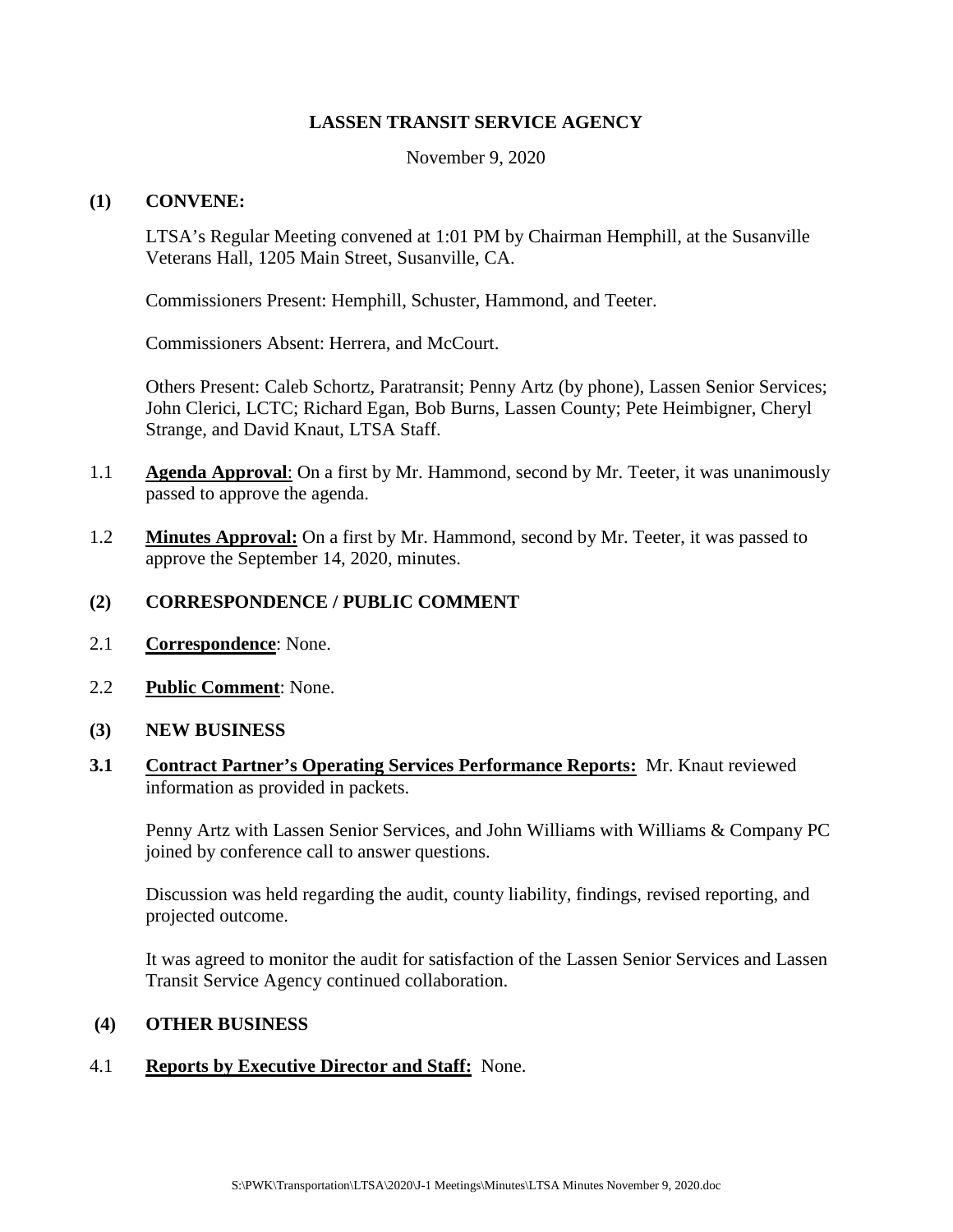**LASSEN TRANSIT SERVICE AGENCY**

November 9, 2020

**(1) CONVENE:**

LTSA's Regular Meeting convened at 1:01 PM by Chairman Hemphill, at the Susanville Veterans Hall, 1205 Main Street, Susanville, CA.

Commissioners Present: Hemphill, Schuster, Hammond, and Teeter.

Commissioners Absent: Herrera, and McCourt.

Others Present: Caleb Schortz, Paratransit; Penny Artz (by phone), Lassen Senior Services; John Clerici, LCTC; Richard Egan, Bob Burns, Lassen County; Pete Heimbigner, Cheryl Strange, and David Knaut, LTSA Staff.

1.1 **Agenda Approval**: On a first by Mr. Hammond, second by Mr. Teeter, it was unanimously passed to approve the agenda.

1.2 **Minutes Approval:** On a first by Mr. Hammond, second by Mr. Teeter, it was passed to approve the September 14, 2020, minutes.

**(2) CORRESPONDENCE / PUBLIC COMMENT**

2.1 **Correspondence**: None.

2.2 **Public Comment**: None.

**(3) NEW BUSINESS**

**3.1 Contract Partner's Operating Services Performance Reports:** Mr. Knaut reviewed information as provided in packets.

Penny Artz with Lassen Senior Services, and John Williams with Williams & Company PC joined by conference call to answer questions.

Discussion was held regarding the audit, county liability, findings, revised reporting, and projected outcome.

It was agreed to monitor the audit for satisfaction of the Lassen Senior Services and Lassen Transit Service Agency continued collaboration.

**(4) OTHER BUSINESS**

4.1 **Reports by Executive Director and Staff:** None.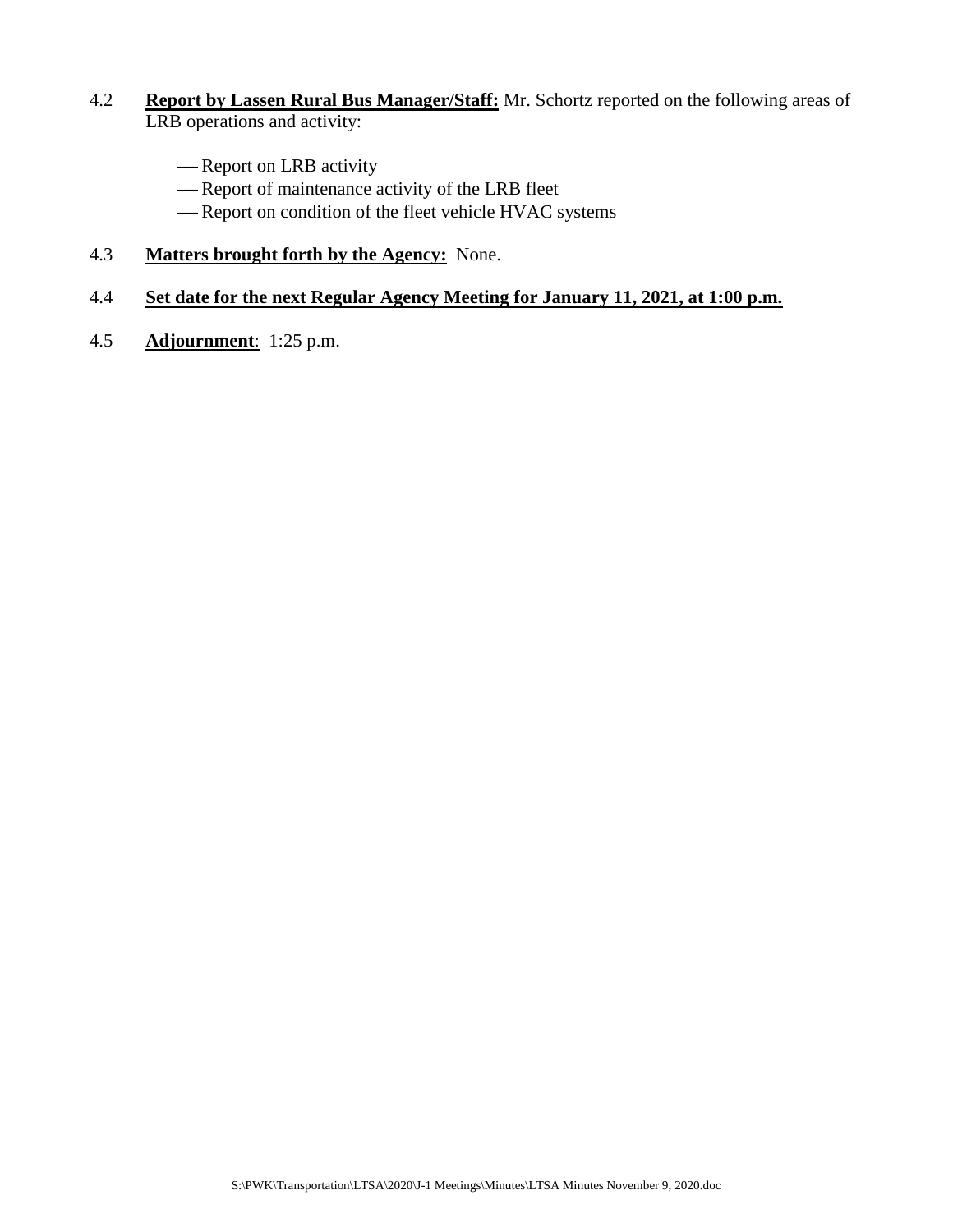4.2 **Report by Lassen Rural Bus Manager/Staff:** Mr. Schortz reported on the following areas of LRB operations and activity:

- Report on LRB activity
- Report of maintenance activity of the LRB fleet
- Report on condition of the fleet vehicle HVAC systems

4.3 **Matters brought forth by the Agency:** None.

4.4 **Set date for the next Regular Agency Meeting for January 11, 2021, at 1:00 p.m.**

4.5 **Adjournment**: 1:25 p.m.

S:\PWK\Transportation\LTSA\2020\J-1 Meetings\Minutes\LTSA Minutes November 9, 2020.doc